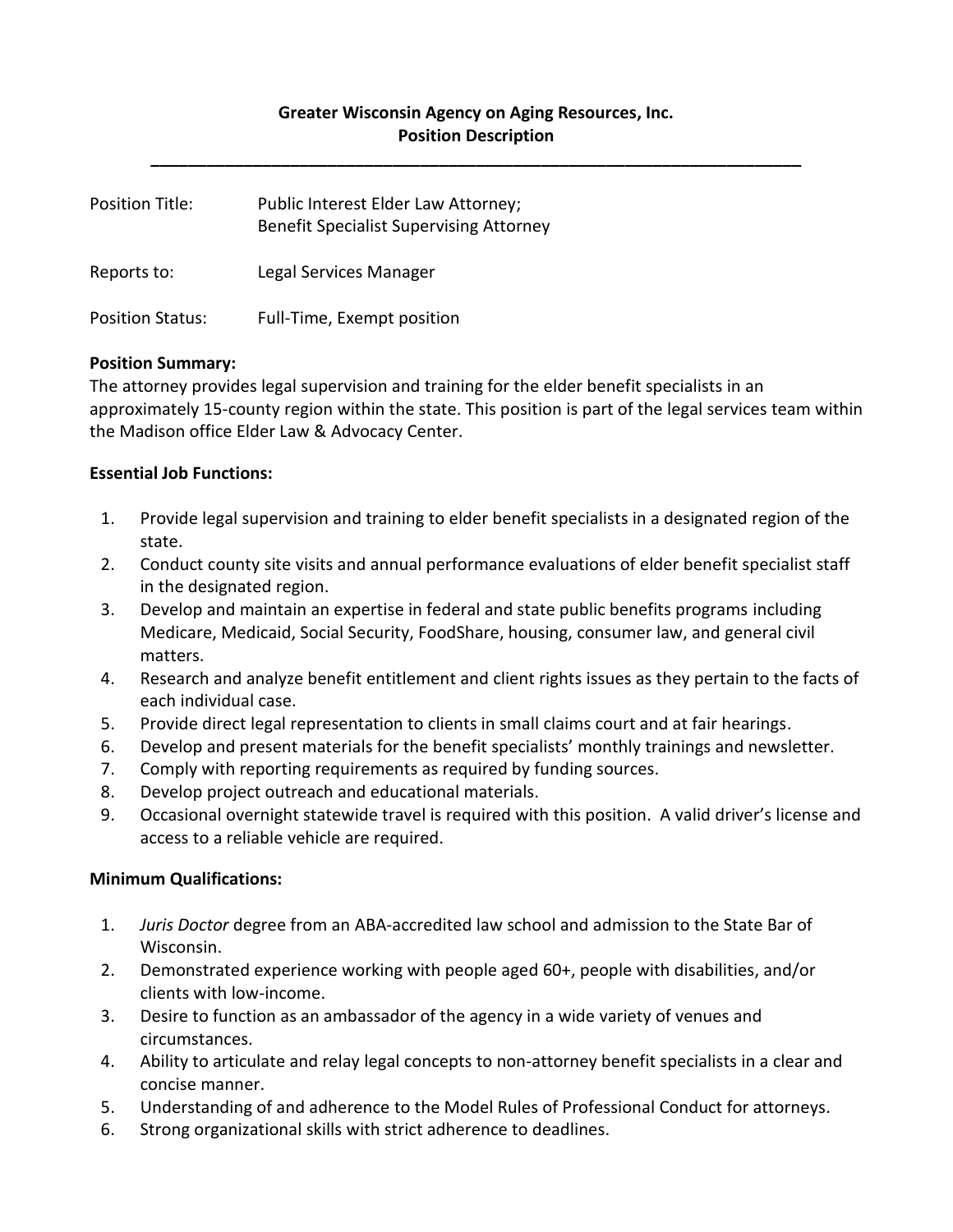**Greater Wisconsin Agency on Aging Resources, Inc.**
**Position Description**

---

Position Title: Public Interest Elder Law Attorney;
Benefit Specialist Supervising Attorney

Reports to: Legal Services Manager

Position Status: Full-Time, Exempt position

**Position Summary:**

The attorney provides legal supervision and training for the elder benefit specialists in an approximately 15-county region within the state. This position is part of the legal services team within the Madison office Elder Law & Advocacy Center.

**Essential Job Functions:**

1. Provide legal supervision and training to elder benefit specialists in a designated region of the state.
2. Conduct county site visits and annual performance evaluations of elder benefit specialist staff in the designated region.
3. Develop and maintain an expertise in federal and state public benefits programs including Medicare, Medicaid, Social Security, FoodShare, housing, consumer law, and general civil matters.
4. Research and analyze benefit entitlement and client rights issues as they pertain to the facts of each individual case.
5. Provide direct legal representation to clients in small claims court and at fair hearings.
6. Develop and present materials for the benefit specialists' monthly trainings and newsletter.
7. Comply with reporting requirements as required by funding sources.
8. Develop project outreach and educational materials.
9. Occasional overnight statewide travel is required with this position. A valid driver's license and access to a reliable vehicle are required.

**Minimum Qualifications:**

1. *Juris Doctor* degree from an ABA-accredited law school and admission to the State Bar of Wisconsin.
2. Demonstrated experience working with people aged 60+, people with disabilities, and/or clients with low-income.
3. Desire to function as an ambassador of the agency in a wide variety of venues and circumstances.
4. Ability to articulate and relay legal concepts to non-attorney benefit specialists in a clear and concise manner.
5. Understanding of and adherence to the Model Rules of Professional Conduct for attorneys.
6. Strong organizational skills with strict adherence to deadlines.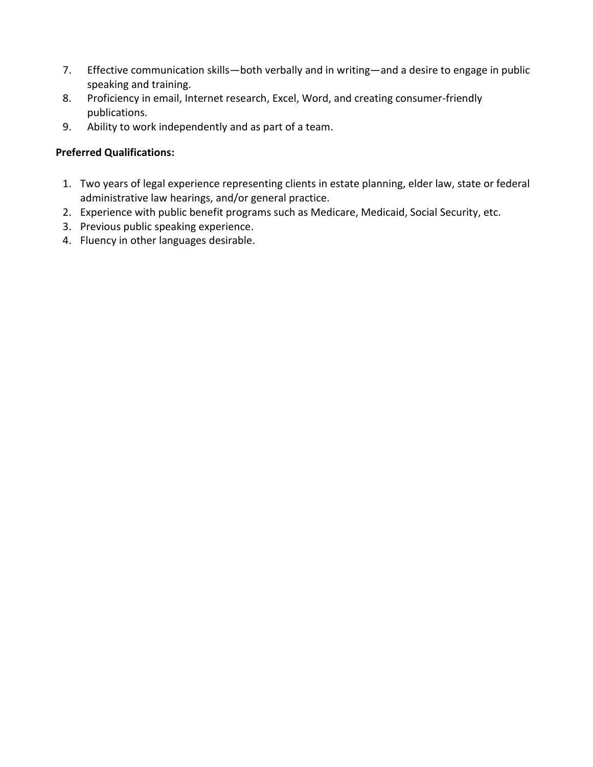7. Effective communication skills—both verbally and in writing—and a desire to engage in public speaking and training.
8. Proficiency in email, Internet research, Excel, Word, and creating consumer-friendly publications.
9. Ability to work independently and as part of a team.

**Preferred Qualifications:**

1. Two years of legal experience representing clients in estate planning, elder law, state or federal administrative law hearings, and/or general practice.
2. Experience with public benefit programs such as Medicare, Medicaid, Social Security, etc.
3. Previous public speaking experience.
4. Fluency in other languages desirable.